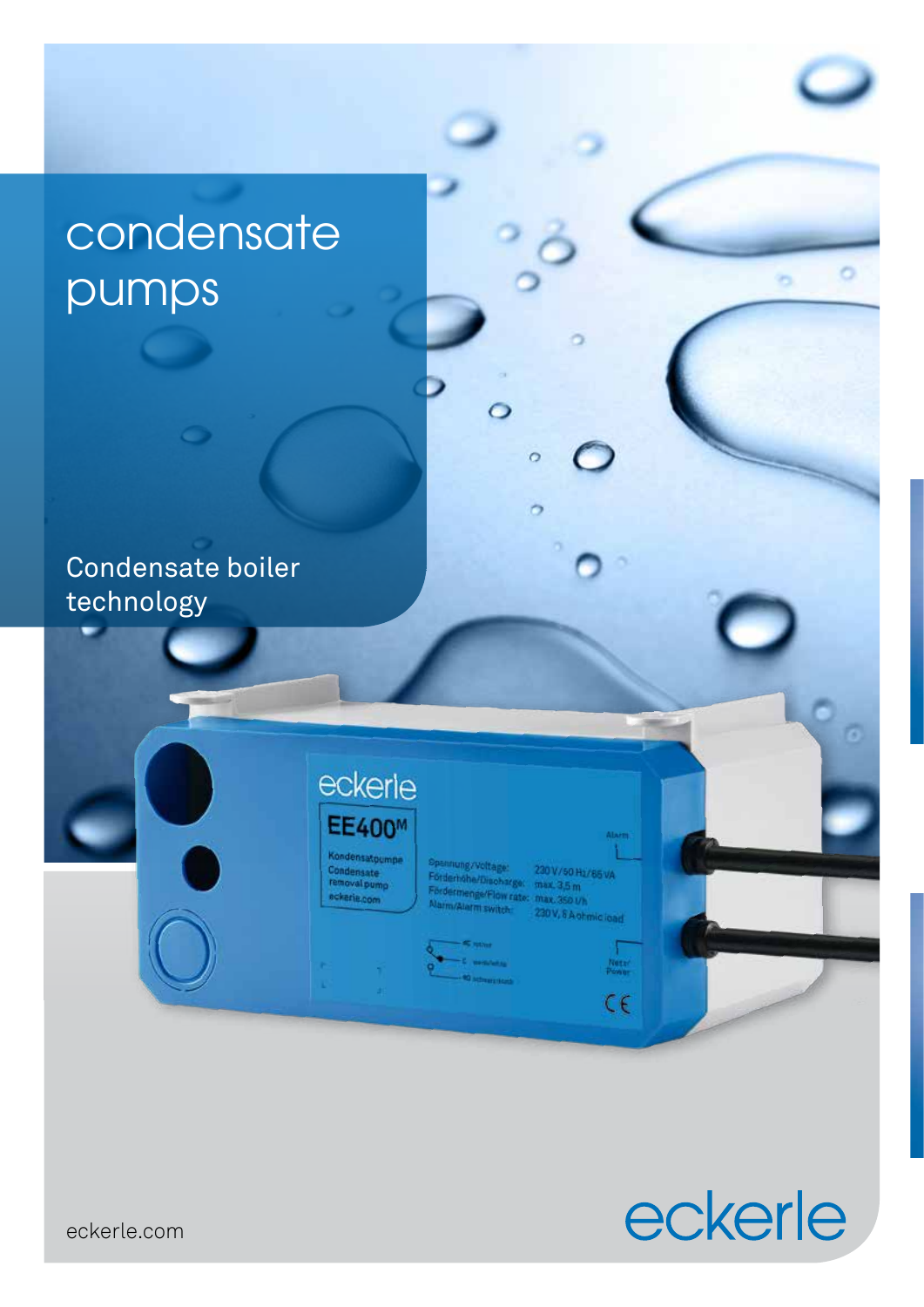# condensate pumps

Condensate boiler technology

eckerle.com

eckerle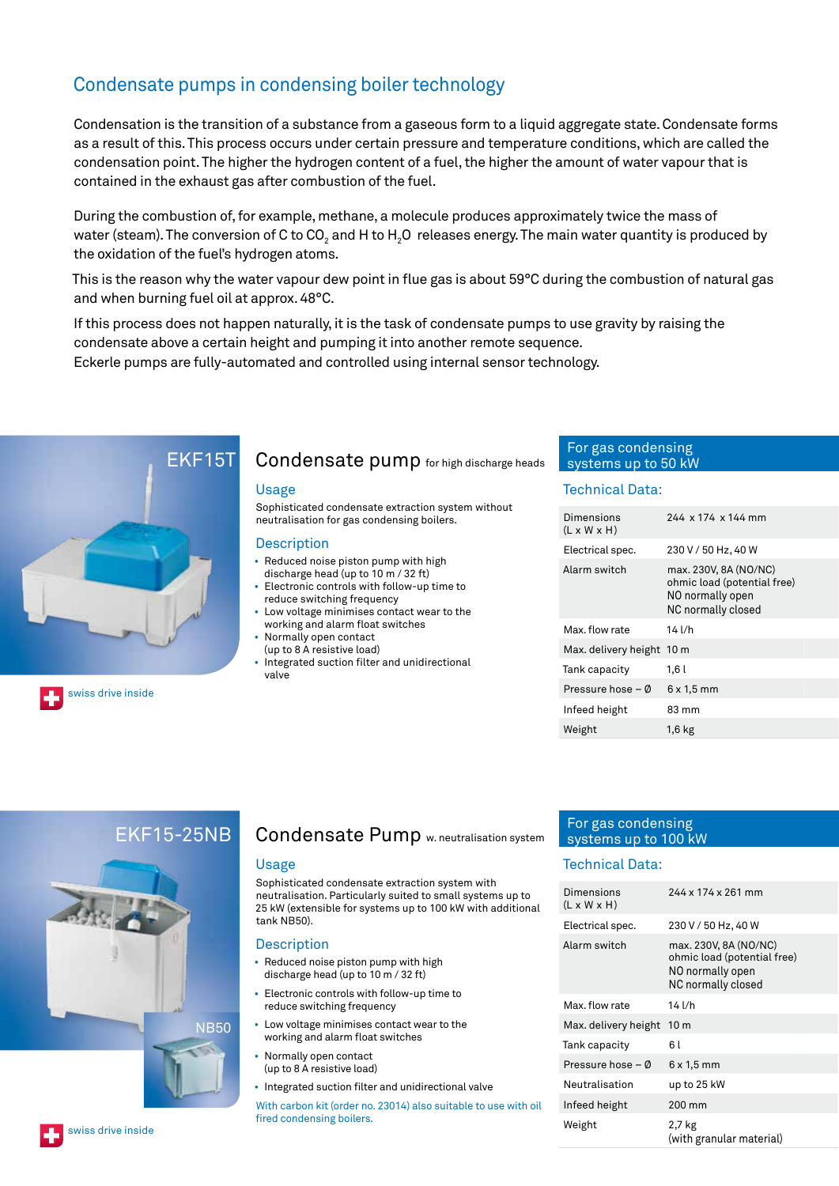# Condensate pumps in condensing boiler technology

Condensation is the transition of a substance from a gaseous form to a liquid aggregate state. Condensate forms as a result of this. This process occurs under certain pressure and temperature conditions, which are called the condensation point. The higher the hydrogen content of a fuel, the higher the amount of water vapour that is contained in the exhaust gas after combustion of the fuel.

During the combustion of, for example, methane, a molecule produces approximately twice the mass of water (steam). The conversion of C to $CO_2$ and H to $H_2O$ releases energy. The main water quantity is produced by the oxidation of the fuel's hydrogen atoms.

This is the reason why the water vapour dew point in flue gas is about 59°C during the combustion of natural gas and when burning fuel oil at approx. 48°C.

If this process does not happen naturally, it is the task of condensate pumps to use gravity by raising the condensate above a certain height and pumping it into another remote sequence.
Eckerle pumps are fully-automated and controlled using internal sensor technology.

## EKF15T

## Condensate pump for high discharge heads

### Usage

Sophisticated condensate extraction system without neutralisation for gas condensing boilers.

### Description

- Reduced noise piston pump with high discharge head (up to 10 m / 32 ft)
- Electronic controls with follow-up time to reduce switching frequency
- Low voltage minimises contact wear to the working and alarm float switches
- Normally open contact (up to 8 A resistive load)
- Integrated suction filter and unidirectional valve

swiss drive inside

**For gas condensing systems up to 50 kW**

### Technical Data:

| | |
|---|---|
| Dimensions (L x W x H) | 244 x 174 x 144 mm |
| Electrical spec. | 230 V / 50 Hz, 40 W |
| Alarm switch | max. 230V, 8A (NO/NC) ohmic load (potential free) NO normally open NC normally closed |
| Max. flow rate | 14 l/h |
| Max. delivery height | 10 m |
| Tank capacity | 1,6 l |
| Pressure hose – Ø | 6 x 1,5 mm |
| Infeed height | 83 mm |
| Weight | 1,6 kg |

## EKF15-25NB

## Condensate Pump w. neutralisation system

### Usage

Sophisticated condensate extraction system with neutralisation. Particularly suited to small systems up to 25 kW (extensible for systems up to 100 kW with additional tank NB50).

### Description

- Reduced noise piston pump with high discharge head (up to 10 m / 32 ft)
- Electronic controls with follow-up time to reduce switching frequency
- Low voltage minimises contact wear to the working and alarm float switches
- Normally open contact (up to 8 A resistive load)
- Integrated suction filter and unidirectional valve

With carbon kit (order no. 23014) also suitable to use with oil fired condensing boilers.

NB50

swiss drive inside

**For gas condensing systems up to 100 kW**

### Technical Data:

| | |
|---|---|
| Dimensions (L x W x H) | 244 x 174 x 261 mm |
| Electrical spec. | 230 V / 50 Hz, 40 W |
| Alarm switch | max. 230V, 8A (NO/NC) ohmic load (potential free) NO normally open NC normally closed |
| Max. flow rate | 14 l/h |
| Max. delivery height | 10 m |
| Tank capacity | 6 l |
| Pressure hose – Ø | 6 x 1,5 mm |
| Neutralisation | up to 25 kW |
| Infeed height | 200 mm |
| Weight | 2,7 kg (with granular material) |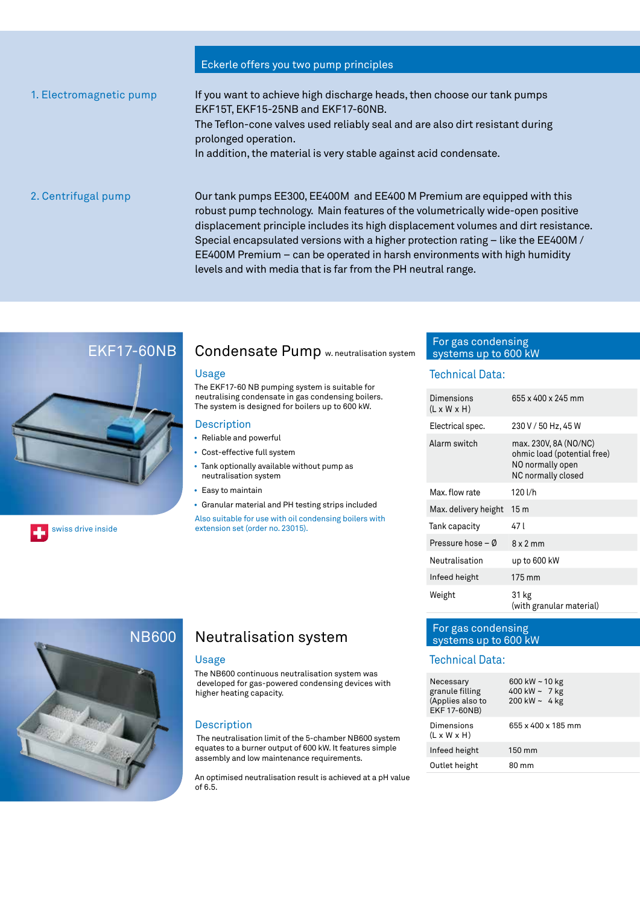## Eckerle offers you two pump principles

**1. Electromagnetic pump**

If you want to achieve high discharge heads, then choose our tank pumps EKF15T, EKF15-25NB and EKF17-60NB.
The Teflon-cone valves used reliably seal and are also dirt resistant during prolonged operation.
In addition, the material is very stable against acid condensate.

**2. Centrifugal pump**

Our tank pumps EE300, EE400M and EE400 M Premium are equipped with this robust pump technology. Main features of the volumetrically wide-open positive displacement principle includes its high displacement volumes and dirt resistance. Special encapsulated versions with a higher protection rating – like the EE400M / EE400M Premium – can be operated in harsh environments with high humidity levels and with media that is far from the PH neutral range.

## EKF17-60NB

swiss drive inside

### Condensate Pump w. neutralisation system

#### Usage

The EKF17-60 NB pumping system is suitable for neutralising condensate in gas condensing boilers. The system is designed for boilers up to 600 kW.

#### Description

- Reliable and powerful
- Cost-effective full system
- Tank optionally available without pump as neutralisation system
- Easy to maintain
- Granular material and PH testing strips included

Also suitable for use with oil condensing boilers with extension set (order no. 23015).

**For gas condensing systems up to 600 kW**

#### Technical Data:

| | |
|---|---|
| Dimensions (L x W x H) | 655 x 400 x 245 mm |
| Electrical spec. | 230 V / 50 Hz, 45 W |
| Alarm switch | max. 230V, 8A (NO/NC) ohmic load (potential free) NO normally open NC normally closed |
| Max. flow rate | 120 l/h |
| Max. delivery height | 15 m |
| Tank capacity | 47 l |
| Pressure hose – Ø | 8 x 2 mm |
| Neutralisation | up to 600 kW |
| Infeed height | 175 mm |
| Weight | 31 kg (with granular material) |

## NB600

### Neutralisation system

#### Usage

The NB600 continuous neutralisation system was developed for gas-powered condensing devices with higher heating capacity.

#### Description

The neutralisation limit of the 5-chamber NB600 system equates to a burner output of 600 kW. It features simple assembly and low maintenance requirements.

An optimised neutralisation result is achieved at a pH value of 6.5.

**For gas condensing systems up to 600 kW**

#### Technical Data:

| | |
|---|---|
| Necessary granule filling (Applies also to EKF 17-60NB) | 600 kW ~ 10 kg<br>400 kW ~ 7 kg<br>200 kW ~ 4 kg |
| Dimensions (L x W x H) | 655 x 400 x 185 mm |
| Infeed height | 150 mm |
| Outlet height | 80 mm |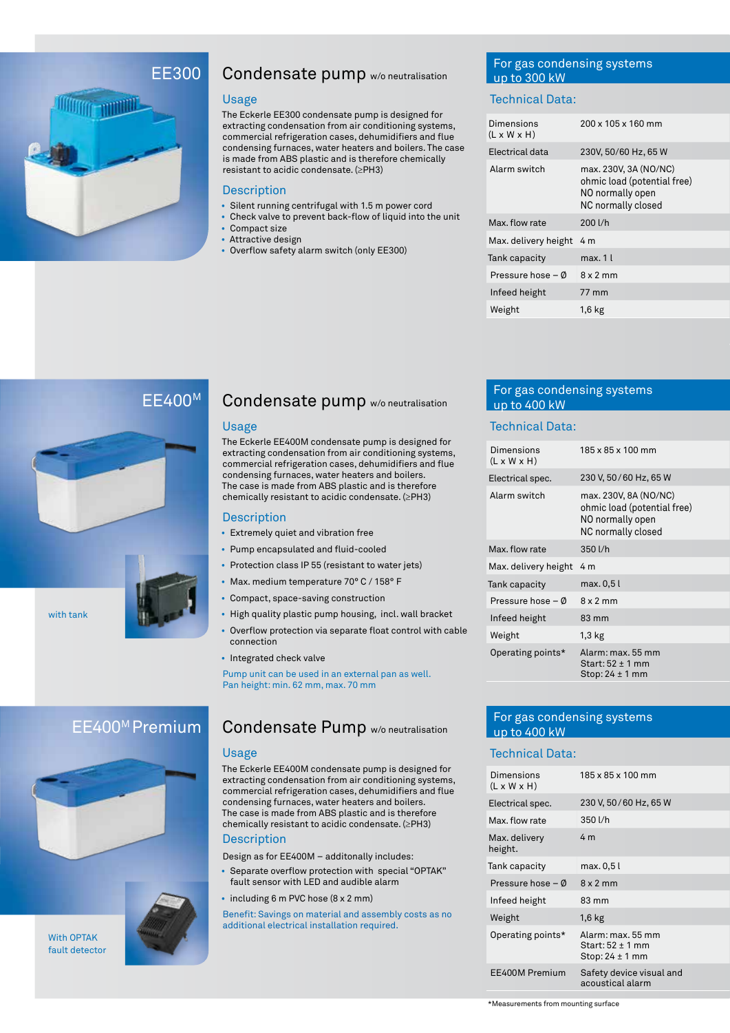# EE300

## Condensate pump w/o neutralisation

### Usage

The Eckerle EE300 condensate pump is designed for extracting condensation from air conditioning systems, commercial refrigeration cases, dehumidifiers and flue condensing furnaces, water heaters and boilers. The case is made from ABS plastic and is therefore chemically resistant to acidic condensate. (≥PH3)

### Description

- Silent running centrifugal with 1.5 m power cord
- Check valve to prevent back-flow of liquid into the unit
- Compact size
- Attractive design
- Overflow safety alarm switch (only EE300)

### For gas condensing systems up to 300 kW

### Technical Data:

| | |
|---|---|
| Dimensions (L x W x H) | 200 x 105 x 160 mm |
| Electrical data | 230V, 50/60 Hz, 65 W |
| Alarm switch | max. 230V, 3A (NO/NC) ohmic load (potential free) NO normally open NC normally closed |
| Max. flow rate | 200 l/h |
| Max. delivery height | 4 m |
| Tank capacity | max. 1 l |
| Pressure hose – Ø | 8 x 2 mm |
| Infeed height | 77 mm |
| Weight | 1,6 kg |

# EE400M

## Condensate pump w/o neutralisation

### Usage

The Eckerle EE400M condensate pump is designed for extracting condensation from air conditioning systems, commercial refrigeration cases, dehumidifiers and flue condensing furnaces, water heaters and boilers. The case is made from ABS plastic and is therefore chemically resistant to acidic condensate. (≥PH3)

### Description

- Extremely quiet and vibration free
- Pump encapsulated and fluid-cooled
- Protection class IP 55 (resistant to water jets)
- Max. medium temperature 70° C / 158° F
- Compact, space-saving construction
- High quality plastic pump housing, incl. wall bracket
- Overflow protection via separate float control with cable connection
- Integrated check valve

Pump unit can be used in an external pan as well. Pan height: min. 62 mm, max. 70 mm

with tank

### For gas condensing systems up to 400 kW

### Technical Data:

| | |
|---|---|
| Dimensions (L x W x H) | 185 x 85 x 100 mm |
| Electrical spec. | 230 V, 50/60 Hz, 65 W |
| Alarm switch | max. 230V, 8A (NO/NC) ohmic load (potential free) NO normally open NC normally closed |
| Max. flow rate | 350 l/h |
| Max. delivery height | 4 m |
| Tank capacity | max. 0,5 l |
| Pressure hose – Ø | 8 x 2 mm |
| Infeed height | 83 mm |
| Weight | 1,3 kg |
| Operating points* | Alarm: max. 55 mm Start: 52 ± 1 mm Stop: 24 ± 1 mm |

# EE400M Premium

## Condensate Pump w/o neutralisation

### Usage

The Eckerle EE400M condensate pump is designed for extracting condensation from air conditioning systems, commercial refrigeration cases, dehumidifiers and flue condensing furnaces, water heaters and boilers. The case is made from ABS plastic and is therefore chemically resistant to acidic condensate. (≥PH3)

### Description

Design as for EE400M – additonally includes:

- Separate overflow protection with special "OPTAK" fault sensor with LED and audible alarm
- including 6 m PVC hose (8 x 2 mm)

Benefit: Savings on material and assembly costs as no additional electrical installation required.

With OPTAK fault detector

### For gas condensing systems up to 400 kW

### Technical Data:

| | |
|---|---|
| Dimensions (L x W x H) | 185 x 85 x 100 mm |
| Electrical spec. | 230 V, 50/60 Hz, 65 W |
| Max. flow rate | 350 l/h |
| Max. delivery height. | 4 m |
| Tank capacity | max. 0,5 l |
| Pressure hose – Ø | 8 x 2 mm |
| Infeed height | 83 mm |
| Weight | 1,6 kg |
| Operating points* | Alarm: max. 55 mm Start: 52 ± 1 mm Stop: 24 ± 1 mm |
| EE400M Premium | Safety device visual and acoustical alarm |

*Measurements from mounting surface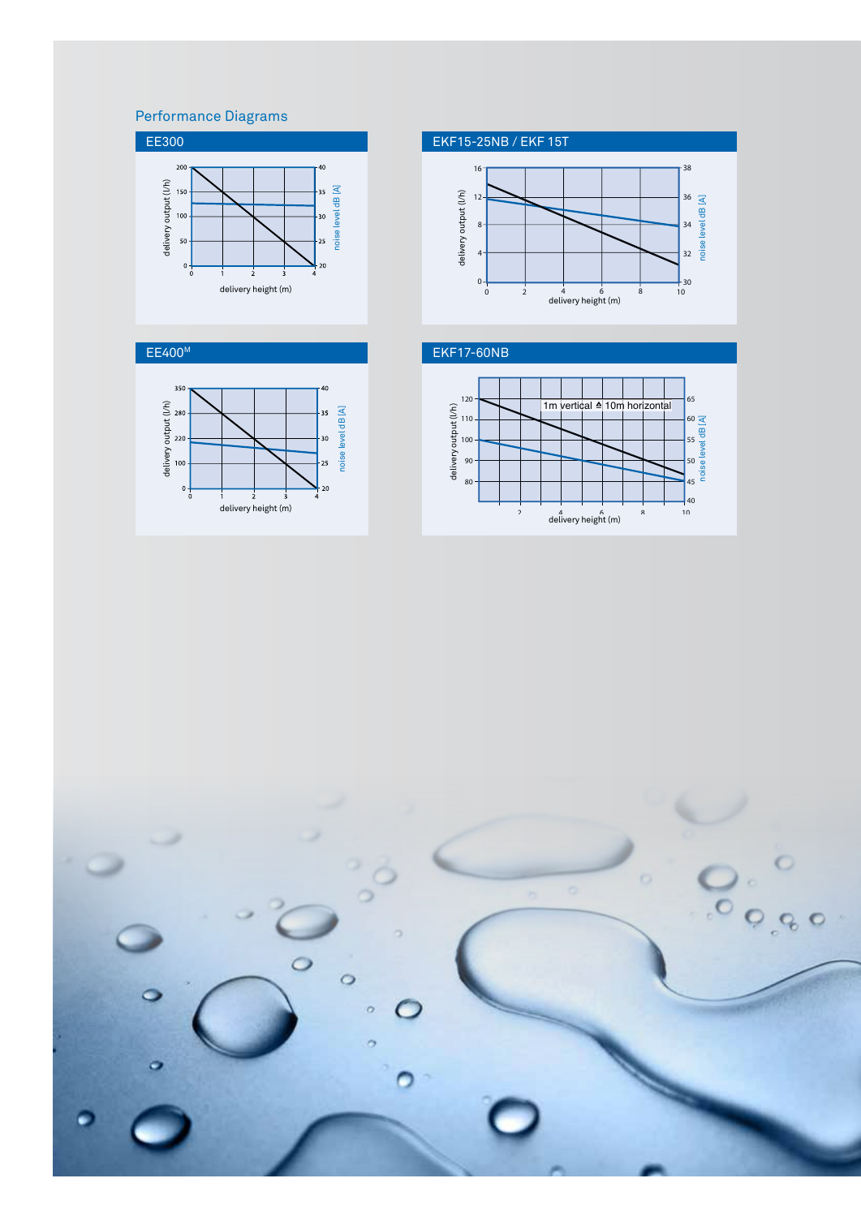## Performance Diagrams

### EE300

delivery output (l/h) / noise level dB [A] / delivery height (m)

### EKF15-25NB / EKF 15T

delivery output (l/h) / noise level dB [A] / delivery height (m)

### EE400[M]

delivery output (l/h) / noise level dB [A] / delivery height (m)

### EKF17-60NB

1m vertical ≙ 10m horizontal

delivery output (l/h) / noise level dB [A] / delivery height (m)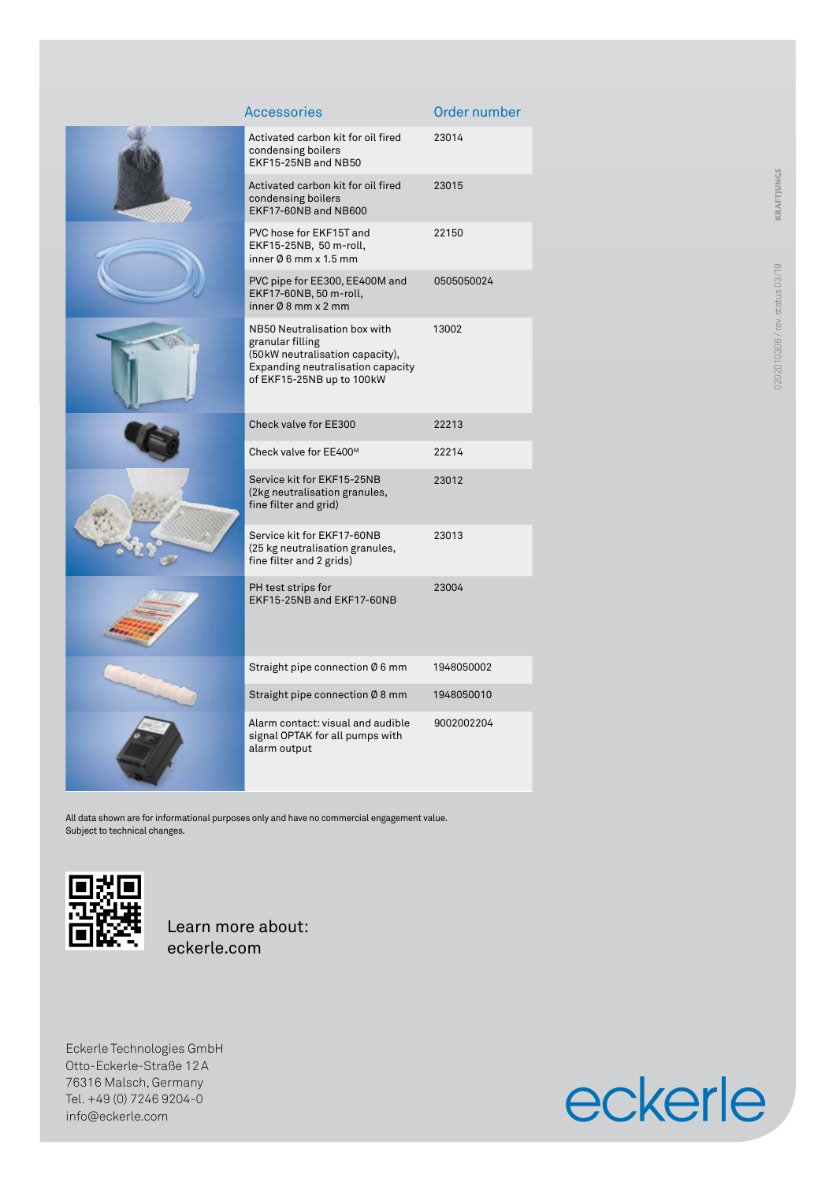| Accessories | Order number |
| --- | --- |
| Activated carbon kit for oil fired condensing boilers EKF15-25NB and NB50 | 23014 |
| Activated carbon kit for oil fired condensing boilers EKF17-60NB and NB600 | 23015 |
| PVC hose for EKF15T and EKF15-25NB, 50 m-roll, inner Ø 6 mm x 1.5 mm | 22150 |
| PVC pipe for EE300, EE400M and EKF17-60NB, 50 m-roll, inner Ø 8 mm x 2 mm | 0505050024 |
| NB50 Neutralisation box with granular filling (50kW neutralisation capacity), Expanding neutralisation capacity of EKF15-25NB up to 100kW | 13002 |
| Check valve for EE300 | 22213 |
| Check valve for EE400M | 22214 |
| Service kit for EKF15-25NB (2kg neutralisation granules, fine filter and grid) | 23012 |
| Service kit for EKF17-60NB (25 kg neutralisation granules, fine filter and 2 grids) | 23013 |
| PH test strips for EKF15-25NB and EKF17-60NB | 23004 |
| Straight pipe connection Ø 6 mm | 1948050002 |
| Straight pipe connection Ø 8 mm | 1948050010 |
| Alarm contact: visual and audible signal OPTAK for all pumps with alarm output | 9002002204 |

All data shown are for informational purposes only and have no commercial engagement value.
Subject to technical changes.

Learn more about:
eckerle.com

Eckerle Technologies GmbH
Otto-Eckerle-Straße 12 A
76316 Malsch, Germany
Tel. +49 (0) 7246 9204-0
info@eckerle.com

eckerle

0202010306 / rev. status 03/19